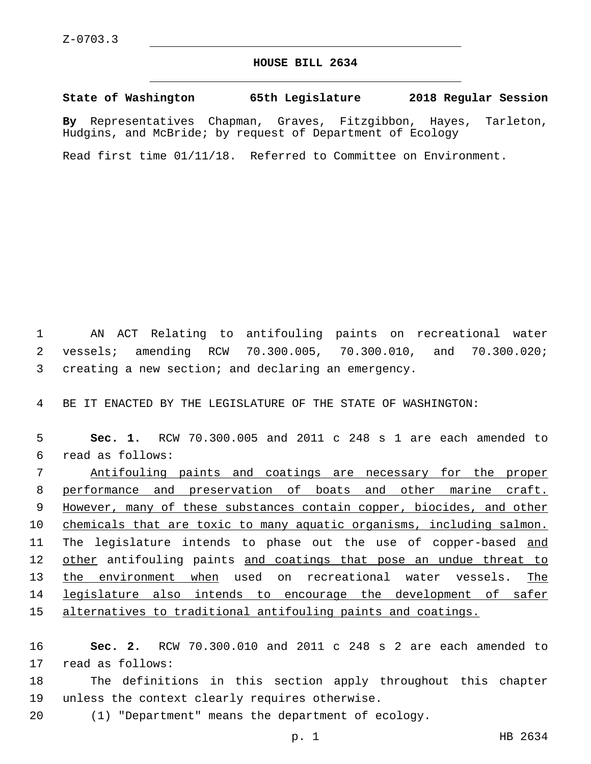Z-0703.3

# HOUSE BILL 2634

**State of Washington 65th Legislature 2018 Regular Session**

**By** Representatives Chapman, Graves, Fitzgibbon, Hayes, Tarleton, Hudgins, and McBride; by request of Department of Ecology

Read first time 01/11/18. Referred to Committee on Environment.

AN ACT Relating to antifouling paints on recreational water vessels; amending RCW 70.300.005, 70.300.010, and 70.300.020; creating a new section; and declaring an emergency.

BE IT ENACTED BY THE LEGISLATURE OF THE STATE OF WASHINGTON:

**Sec. 1.** RCW 70.300.005 and 2011 c 248 s 1 are each amended to read as follows:

<u>Antifouling paints and coatings are necessary for the proper performance and preservation of boats and other marine craft. However, many of these substances contain copper, biocides, and other chemicals that are toxic to many aquatic organisms, including salmon.</u> The legislature intends to phase out the use of copper-based <u>and other</u> antifouling paints <u>and coatings that pose an undue threat to the environment when</u> used on recreational water vessels. <u>The legislature also intends to encourage the development of safer alternatives to traditional antifouling paints and coatings.</u>

**Sec. 2.** RCW 70.300.010 and 2011 c 248 s 2 are each amended to read as follows:

The definitions in this section apply throughout this chapter unless the context clearly requires otherwise.

(1) "Department" means the department of ecology.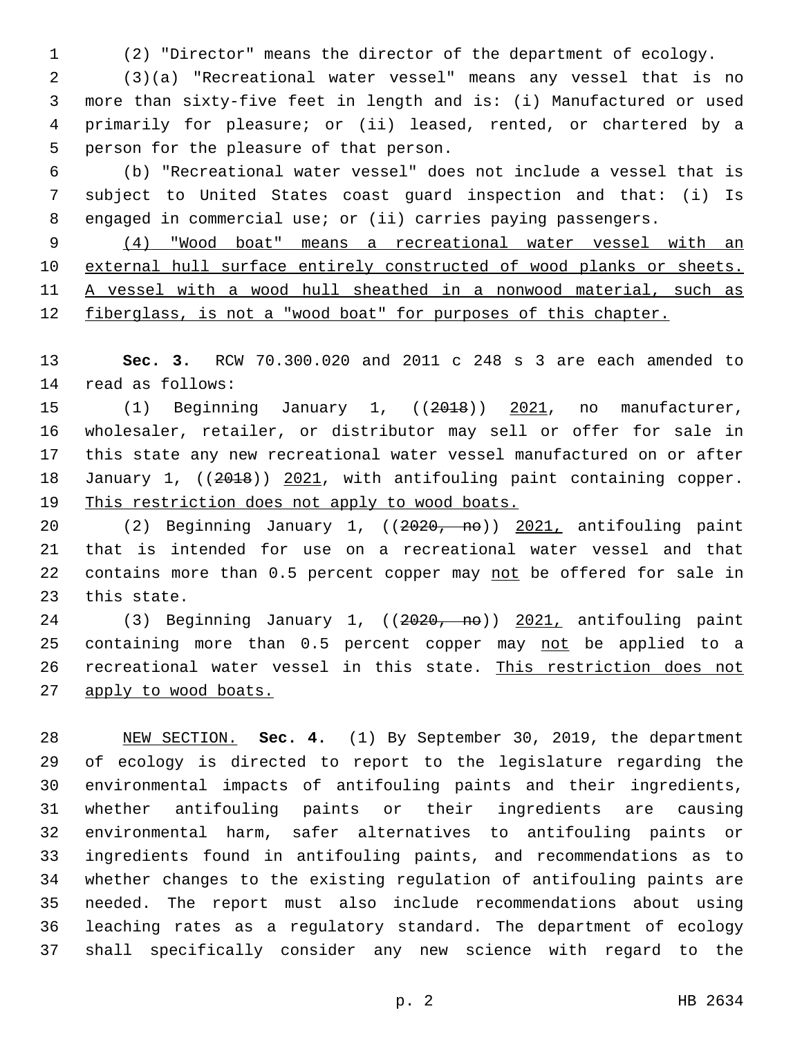(2) "Director" means the director of the department of ecology.

(3)(a) "Recreational water vessel" means any vessel that is no more than sixty-five feet in length and is: (i) Manufactured or used primarily for pleasure; or (ii) leased, rented, or chartered by a person for the pleasure of that person.

(b) "Recreational water vessel" does not include a vessel that is subject to United States coast guard inspection and that: (i) Is engaged in commercial use; or (ii) carries paying passengers.

<u>(4) "Wood boat" means a recreational water vessel with an external hull surface entirely constructed of wood planks or sheets. A vessel with a wood hull sheathed in a nonwood material, such as fiberglass, is not a "wood boat" for purposes of this chapter.</u>

**Sec. 3.** RCW 70.300.020 and 2011 c 248 s 3 are each amended to read as follows:

(1) Beginning January 1, ((~~2018~~)) <u>2021</u>, no manufacturer, wholesaler, retailer, or distributor may sell or offer for sale in this state any new recreational water vessel manufactured on or after January 1, ((~~2018~~)) <u>2021</u>, with antifouling paint containing copper. <u>This restriction does not apply to wood boats.</u>

(2) Beginning January 1, ((~~2020, no~~)) <u>2021,</u> antifouling paint that is intended for use on a recreational water vessel and that contains more than 0.5 percent copper may <u>not</u> be offered for sale in this state.

(3) Beginning January 1, ((~~2020, no~~)) <u>2021,</u> antifouling paint containing more than 0.5 percent copper may <u>not</u> be applied to a recreational water vessel in this state. <u>This restriction does not apply to wood boats.</u>

<u>NEW SECTION.</u> **Sec. 4.** (1) By September 30, 2019, the department of ecology is directed to report to the legislature regarding the environmental impacts of antifouling paints and their ingredients, whether antifouling paints or their ingredients are causing environmental harm, safer alternatives to antifouling paints or ingredients found in antifouling paints, and recommendations as to whether changes to the existing regulation of antifouling paints are needed. The report must also include recommendations about using leaching rates as a regulatory standard. The department of ecology shall specifically consider any new science with regard to the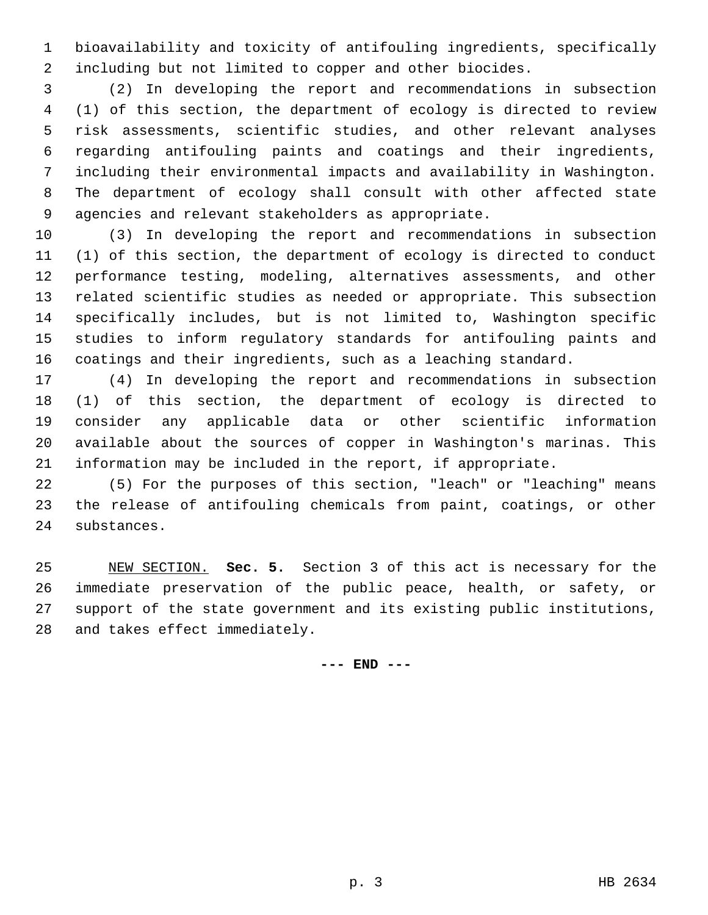bioavailability and toxicity of antifouling ingredients, specifically including but not limited to copper and other biocides.

(2) In developing the report and recommendations in subsection (1) of this section, the department of ecology is directed to review risk assessments, scientific studies, and other relevant analyses regarding antifouling paints and coatings and their ingredients, including their environmental impacts and availability in Washington. The department of ecology shall consult with other affected state agencies and relevant stakeholders as appropriate.

(3) In developing the report and recommendations in subsection (1) of this section, the department of ecology is directed to conduct performance testing, modeling, alternatives assessments, and other related scientific studies as needed or appropriate. This subsection specifically includes, but is not limited to, Washington specific studies to inform regulatory standards for antifouling paints and coatings and their ingredients, such as a leaching standard.

(4) In developing the report and recommendations in subsection (1) of this section, the department of ecology is directed to consider any applicable data or other scientific information available about the sources of copper in Washington's marinas. This information may be included in the report, if appropriate.

(5) For the purposes of this section, "leach" or "leaching" means the release of antifouling chemicals from paint, coatings, or other substances.

NEW SECTION. **Sec. 5.** Section 3 of this act is necessary for the immediate preservation of the public peace, health, or safety, or support of the state government and its existing public institutions, and takes effect immediately.

**--- END ---**